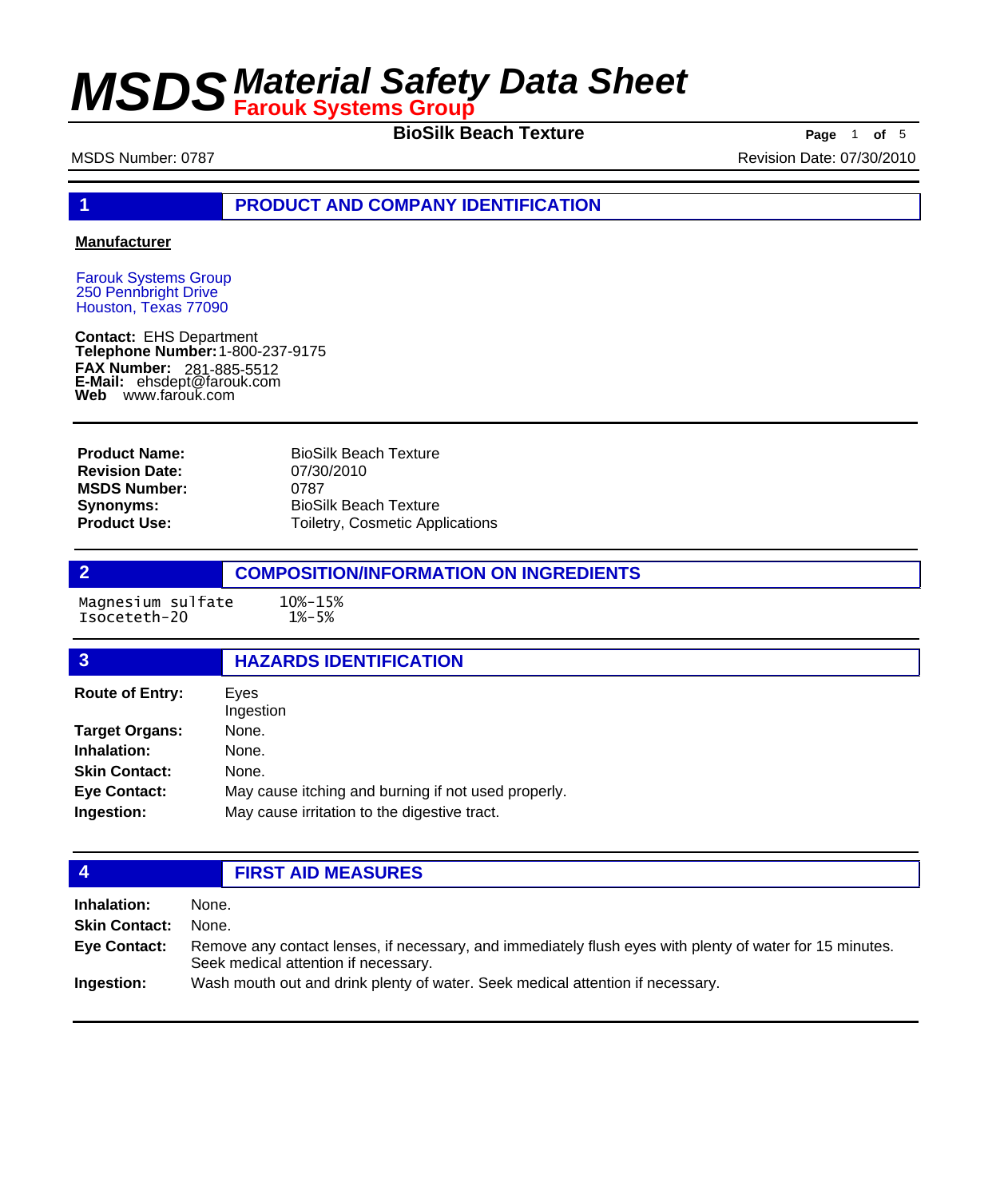# MSDS Material Safety Data Sheet
**Farouk Systems Group**

**BioSilk Beach Texture**

MSDS Number: 0787 | Revision Date: 07/30/2010

## 1 PRODUCT AND COMPANY IDENTIFICATION

**Manufacturer**

Farouk Systems Group
250 Pennbright Drive
Houston, Texas 77090

**Contact:** EHS Department
**Telephone Number:** 1-800-237-9175
**FAX Number:** 281-885-5512
**E-Mail:** ehsdept@farouk.com
**Web** www.farouk.com

| | |
|---|---|
| **Product Name:** | BioSilk Beach Texture |
| **Revision Date:** | 07/30/2010 |
| **MSDS Number:** | 0787 |
| **Synonyms:** | BioSilk Beach Texture |
| **Product Use:** | Toiletry, Cosmetic Applications |

## 2 COMPOSITION/INFORMATION ON INGREDIENTS

| | |
|---|---|
| Magnesium sulfate | 10%-15% |
| Isoceteth-20 | 1%-5% |

## 3 HAZARDS IDENTIFICATION

| | |
|---|---|
| **Route of Entry:** | Eyes<br>Ingestion |
| **Target Organs:** | None. |
| **Inhalation:** | None. |
| **Skin Contact:** | None. |
| **Eye Contact:** | May cause itching and burning if not used properly. |
| **Ingestion:** | May cause irritation to the digestive tract. |

## 4 FIRST AID MEASURES

| | |
|---|---|
| **Inhalation:** | None. |
| **Skin Contact:** | None. |
| **Eye Contact:** | Remove any contact lenses, if necessary, and immediately flush eyes with plenty of water for 15 minutes. Seek medical attention if necessary. |
| **Ingestion:** | Wash mouth out and drink plenty of water. Seek medical attention if necessary. |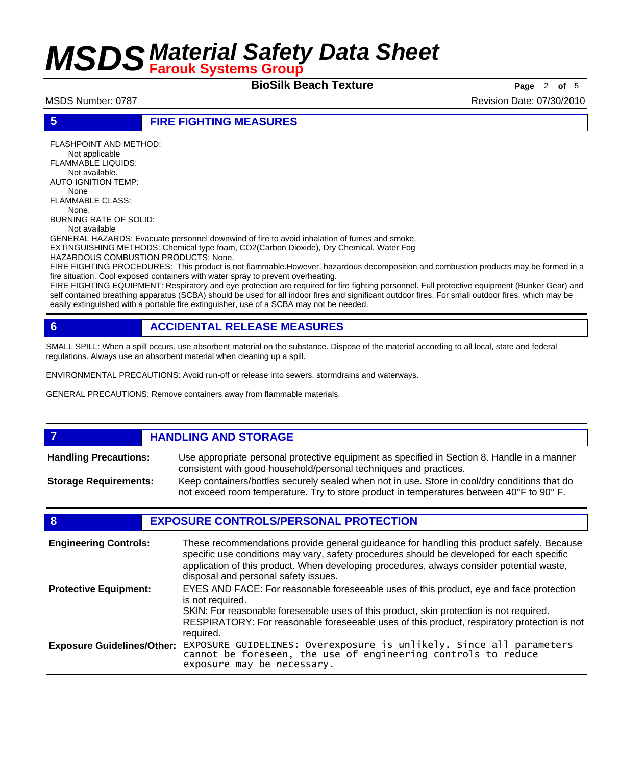## 5 FIRE FIGHTING MEASURES

FLASHPOINT AND METHOD:
Not applicable

FLAMMABLE LIQUIDS:
Not available.

AUTO IGNITION TEMP:
None

FLAMMABLE CLASS:
None.

BURNING RATE OF SOLID:
Not available

GENERAL HAZARDS: Evacuate personnel downwind of fire to avoid inhalation of fumes and smoke.

EXTINGUISHING METHODS: Chemical type foam, $CO_2$(Carbon Dioxide), Dry Chemical, Water Fog

HAZARDOUS COMBUSTION PRODUCTS: None.

FIRE FIGHTING PROCEDURES: This product is not flammable.However, hazardous decomposition and combustion products may be formed in a fire situation. Cool exposed containers with water spray to prevent overheating.

FIRE FIGHTING EQUIPMENT: Respiratory and eye protection are required for fire fighting personnel. Full protective equipment (Bunker Gear) and self contained breathing apparatus (SCBA) should be used for all indoor fires and significant outdoor fires. For small outdoor fires, which may be easily extinguished with a portable fire extinguisher, use of a SCBA may not be needed.

## 6 ACCIDENTAL RELEASE MEASURES

SMALL SPILL: When a spill occurs, use absorbent material on the substance. Dispose of the material according to all local, state and federal regulations. Always use an absorbent material when cleaning up a spill.

ENVIRONMENTAL PRECAUTIONS: Avoid run-off or release into sewers, stormdrains and waterways.

GENERAL PRECAUTIONS: Remove containers away from flammable materials.

## 7 HANDLING AND STORAGE

**Handling Precautions:** Use appropriate personal protective equipment as specified in Section 8. Handle in a manner consistent with good household/personal techniques and practices.

**Storage Requirements:** Keep containers/bottles securely sealed when not in use. Store in cool/dry conditions that do not exceed room temperature. Try to store product in temperatures between 40° F to 90° F.

## 8 EXPOSURE CONTROLS/PERSONAL PROTECTION

**Engineering Controls:** These recommendations provide general guideance for handling this product safely. Because specific use conditions may vary, safety procedures should be developed for each specific application of this product. When developing procedures, always consider potential waste, disposal and personal safety issues.

**Protective Equipment:** EYES AND FACE: For reasonable foreseeable uses of this product, eye and face protection is not required.
SKIN: For reasonable foreseeable uses of this product, skin protection is not required.
RESPIRATORY: For reasonable foreseeable uses of this product, respiratory protection is not required.

**Exposure Guidelines/Other:** EXPOSURE GUIDELINES: Overexposure is unlikely. Since all parameters cannot be foreseen, the use of engineering controls to reduce exposure may be necessary.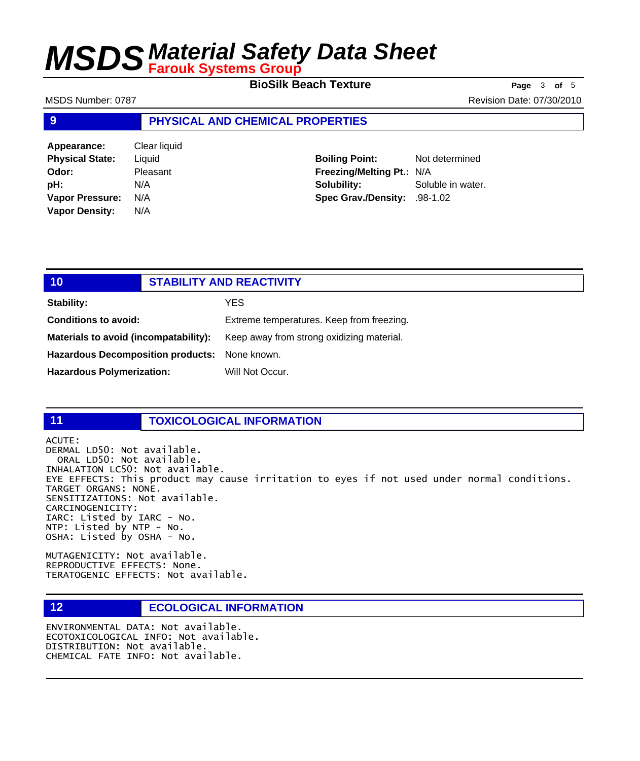## 9 PHYSICAL AND CHEMICAL PROPERTIES

| | | | |
|---|---|---|---|
| **Appearance:** | Clear liquid | | |
| **Physical State:** | Liquid | **Boiling Point:** | Not determined |
| **Odor:** | Pleasant | **Freezing/Melting Pt.:** | N/A |
| **pH:** | N/A | **Solubility:** | Soluble in water. |
| **Vapor Pressure:** | N/A | **Spec Grav./Density:** | .98-1.02 |
| **Vapor Density:** | N/A | | |

## 10 STABILITY AND REACTIVITY

**Stability:** YES

**Conditions to avoid:** Extreme temperatures. Keep from freezing.

**Materials to avoid (incompatability):** Keep away from strong oxidizing material.

**Hazardous Decomposition products:** None known.

**Hazardous Polymerization:** Will Not Occur.

## 11 TOXICOLOGICAL INFORMATION

ACUTE:
DERMAL LD50: Not available.
ORAL LD50: Not available.
INHALATION LC50: Not available.
EYE EFFECTS: This product may cause irritation to eyes if not used under normal conditions.
TARGET ORGANS: NONE.
SENSITIZATIONS: Not available.
CARCINOGENICITY:
IARC: Listed by IARC - No.
NTP: Listed by NTP - No.
OSHA: Listed by OSHA - No.

MUTAGENICITY: Not available.
REPRODUCTIVE EFFECTS: None.
TERATOGENIC EFFECTS: Not available.

## 12 ECOLOGICAL INFORMATION

ENVIRONMENTAL DATA: Not available.
ECOTOXICOLOGICAL INFO: Not available.
DISTRIBUTION: Not available.
CHEMICAL FATE INFO: Not available.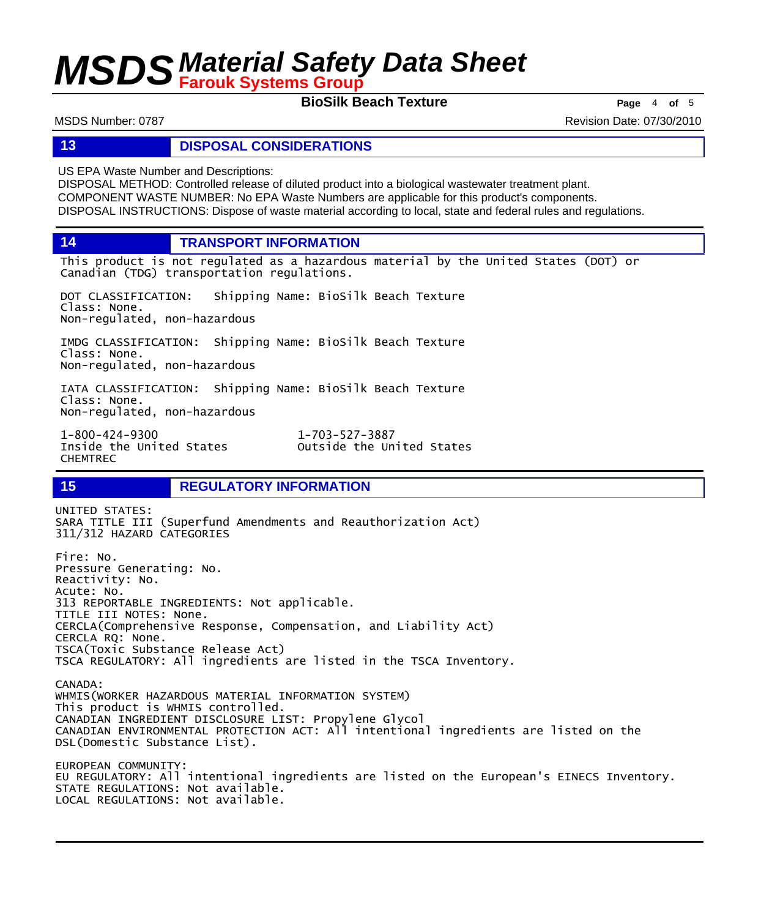## 13 DISPOSAL CONSIDERATIONS

US EPA Waste Number and Descriptions:
DISPOSAL METHOD: Controlled release of diluted product into a biological wastewater treatment plant.
COMPONENT WASTE NUMBER: No EPA Waste Numbers are applicable for this product's components.
DISPOSAL INSTRUCTIONS: Dispose of waste material according to local, state and federal rules and regulations.

## 14 TRANSPORT INFORMATION

This product is not regulated as a hazardous material by the United States (DOT) or Canadian (TDG) transportation regulations.

DOT CLASSIFICATION: Shipping Name: BioSilk Beach Texture
Class: None.
Non-regulated, non-hazardous

IMDG CLASSIFICATION: Shipping Name: BioSilk Beach Texture
Class: None.
Non-regulated, non-hazardous

IATA CLASSIFICATION: Shipping Name: BioSilk Beach Texture
Class: None.
Non-regulated, non-hazardous

1-800-424-9300
Inside the United States
CHEMTREC

1-703-527-3887
Outside the United States

## 15 REGULATORY INFORMATION

UNITED STATES:
SARA TITLE III (Superfund Amendments and Reauthorization Act)
311/312 HAZARD CATEGORIES

Fire: No.
Pressure Generating: No.
Reactivity: No.
Acute: No.
313 REPORTABLE INGREDIENTS: Not applicable.
TITLE III NOTES: None.
CERCLA(Comprehensive Response, Compensation, and Liability Act)
CERCLA RQ: None.
TSCA(Toxic Substance Release Act)
TSCA REGULATORY: All ingredients are listed in the TSCA Inventory.

CANADA:
WHMIS(WORKER HAZARDOUS MATERIAL INFORMATION SYSTEM)
This product is WHMIS controlled.
CANADIAN INGREDIENT DISCLOSURE LIST: Propylene Glycol
CANADIAN ENVIRONMENTAL PROTECTION ACT: All intentional ingredients are listed on the DSL(Domestic Substance List).

EUROPEAN COMMUNITY:
EU REGULATORY: All intentional ingredients are listed on the European's EINECS Inventory.
STATE REGULATIONS: Not available.
LOCAL REGULATIONS: Not available.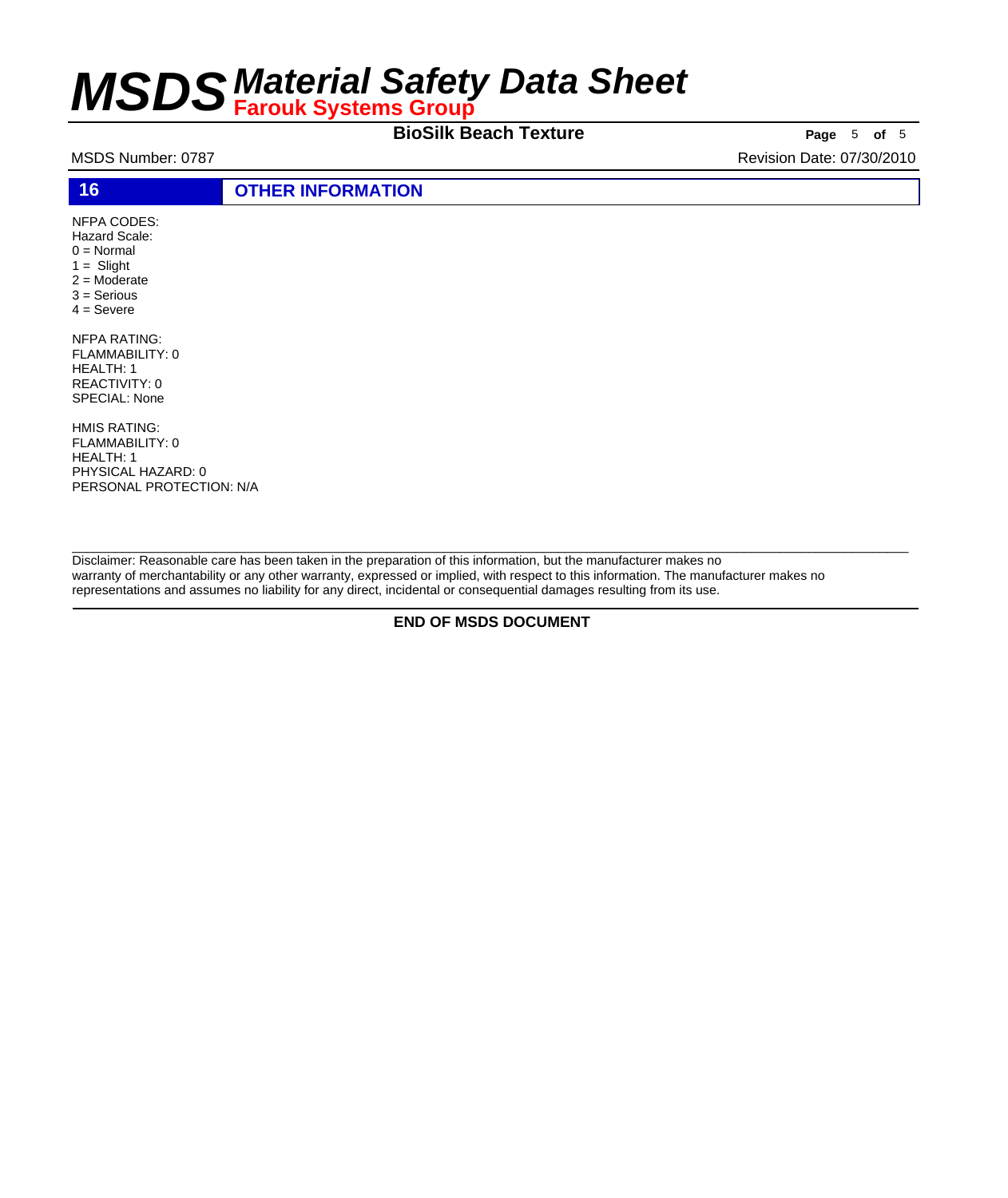# MSDS Material Safety Data Sheet

**Farouk Systems Group**

**BioSilk Beach Texture**

MSDS Number: 0787

Revision Date: 07/30/2010

## 16 OTHER INFORMATION

NFPA CODES:
Hazard Scale:
0 = Normal
1 = Slight
2 = Moderate
3 = Serious
4 = Severe

NFPA RATING:
FLAMMABILITY: 0
HEALTH: 1
REACTIVITY: 0
SPECIAL: None

HMIS RATING:
FLAMMABILITY: 0
HEALTH: 1
PHYSICAL HAZARD: 0
PERSONAL PROTECTION: N/A

---

Disclaimer: Reasonable care has been taken in the preparation of this information, but the manufacturer makes no warranty of merchantability or any other warranty, expressed or implied, with respect to this information. The manufacturer makes no representations and assumes no liability for any direct, incidental or consequential damages resulting from its use.

**END OF MSDS DOCUMENT**